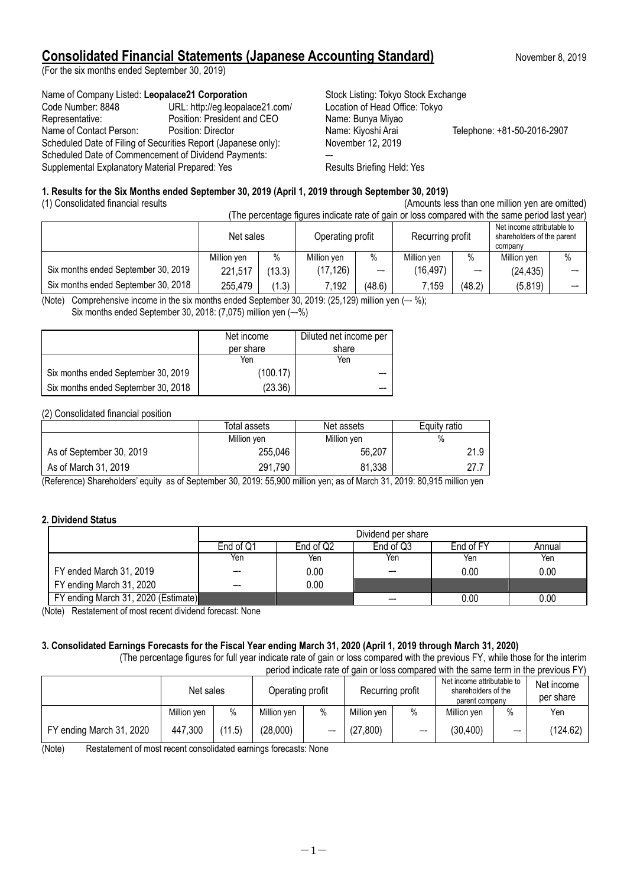# Consolidated Financial Statements (Japanese Accounting Standard)

November 8, 2019

(For the six months ended September 30, 2019)

Name of Company Listed: **Leopalace21 Corporation** — Stock Listing: Tokyo Stock Exchange
Code Number: 8848 — URL: http://eg.leopalace21.com/ — Location of Head Office: Tokyo
Representative: Position: President and CEO — Name: Bunya Miyao
Name of Contact Person: Position: Director — Name: Kiyoshi Arai — Telephone: +81-50-2016-2907
Scheduled Date of Filing of Securities Report (Japanese only): November 12, 2019
Scheduled Date of Commencement of Dividend Payments: —
Supplemental Explanatory Material Prepared: Yes — Results Briefing Held: Yes

### 1. Results for the Six Months ended September 30, 2019 (April 1, 2019 through September 30, 2019)

(1) Consolidated financial results

(Amounts less than one million yen are omitted)

(The percentage figures indicate rate of gain or loss compared with the same period last year)

| | Net sales | | Operating profit | | Recurring profit | | Net income attributable to shareholders of the parent company | |
|---|---|---|---|---|---|---|---|---|
| | Million yen | % | Million yen | % | Million yen | % | Million yen | % |
| Six months ended September 30, 2019 | 221,517 | (13.3) | (17,126) | — | (16,497) | — | (24,435) | — |
| Six months ended September 30, 2018 | 255,479 | (1.3) | 7,192 | (48.6) | 7,159 | (48.2) | (5,819) | — |

(Note) Comprehensive income in the six months ended September 30, 2019: (25,129) million yen (— %);
Six months ended September 30, 2018: (7,075) million yen (—%)

| | Net income per share | Diluted net income per share |
|---|---|---|
| | Yen | Yen |
| Six months ended September 30, 2019 | (100.17) | — |
| Six months ended September 30, 2018 | (23.36) | — |

(2) Consolidated financial position

| | Total assets | Net assets | Equity ratio |
|---|---|---|---|
| | Million yen | Million yen | % |
| As of September 30, 2019 | 255,046 | 56,207 | 21.9 |
| As of March 31, 2019 | 291,790 | 81,338 | 27.7 |

(Reference) Shareholders' equity as of September 30, 2019: 55,900 million yen; as of March 31, 2019: 80,915 million yen

### 2. Dividend Status

| | Dividend per share | | | | |
|---|---|---|---|---|---|
| | End of Q1 | End of Q2 | End of Q3 | End of FY | Annual |
| | Yen | Yen | Yen | Yen | Yen |
| FY ended March 31, 2019 | — | 0.00 | — | 0.00 | 0.00 |
| FY ending March 31, 2020 | — | 0.00 | | | |
| FY ending March 31, 2020 (Estimate) | | | — | 0.00 | 0.00 |

(Note) Restatement of most recent dividend forecast: None

### 3. Consolidated Earnings Forecasts for the Fiscal Year ending March 31, 2020 (April 1, 2019 through March 31, 2020)

(The percentage figures for full year indicate rate of gain or loss compared with the previous FY, while those for the interim period indicate rate of gain or loss compared with the same term in the previous FY)

| | Net sales | | Operating profit | | Recurring profit | | Net income attributable to shareholders of the parent company | | Net income per share |
|---|---|---|---|---|---|---|---|---|---|
| | Million yen | % | Million yen | % | Million yen | % | Million yen | % | Yen |
| FY ending March 31, 2020 | 447,300 | (11.5) | (28,000) | — | (27,800) | — | (30,400) | — | (124.62) |

(Note) Restatement of most recent consolidated earnings forecasts: None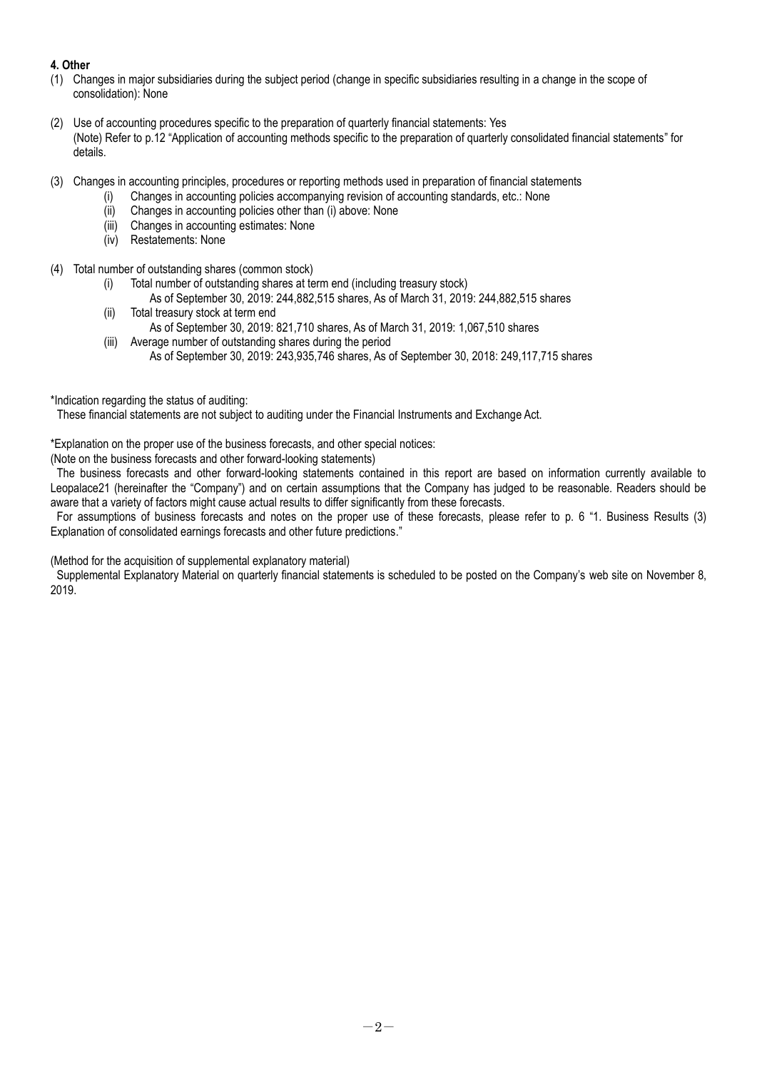**4. Other**

(1) Changes in major subsidiaries during the subject period (change in specific subsidiaries resulting in a change in the scope of consolidation): None

(2) Use of accounting procedures specific to the preparation of quarterly financial statements: Yes
(Note) Refer to p.12 "Application of accounting methods specific to the preparation of quarterly consolidated financial statements" for details.

(3) Changes in accounting principles, procedures or reporting methods used in preparation of financial statements
- (i) Changes in accounting policies accompanying revision of accounting standards, etc.: None
- (ii) Changes in accounting policies other than (i) above: None
- (iii) Changes in accounting estimates: None
- (iv) Restatements: None

(4) Total number of outstanding shares (common stock)
- (i) Total number of outstanding shares at term end (including treasury stock)
  As of September 30, 2019: 244,882,515 shares, As of March 31, 2019: 244,882,515 shares
- (ii) Total treasury stock at term end
  As of September 30, 2019: 821,710 shares, As of March 31, 2019: 1,067,510 shares
- (iii) Average number of outstanding shares during the period
  As of September 30, 2019: 243,935,746 shares, As of September 30, 2018: 249,117,715 shares

*Indication regarding the status of auditing:
These financial statements are not subject to auditing under the Financial Instruments and Exchange Act.

*Explanation on the proper use of the business forecasts, and other special notices:
(Note on the business forecasts and other forward-looking statements)
The business forecasts and other forward-looking statements contained in this report are based on information currently available to Leopalace21 (hereinafter the "Company") and on certain assumptions that the Company has judged to be reasonable. Readers should be aware that a variety of factors might cause actual results to differ significantly from these forecasts.
For assumptions of business forecasts and notes on the proper use of these forecasts, please refer to p. 6 "1. Business Results (3) Explanation of consolidated earnings forecasts and other future predictions."

(Method for the acquisition of supplemental explanatory material)
Supplemental Explanatory Material on quarterly financial statements is scheduled to be posted on the Company's web site on November 8, 2019.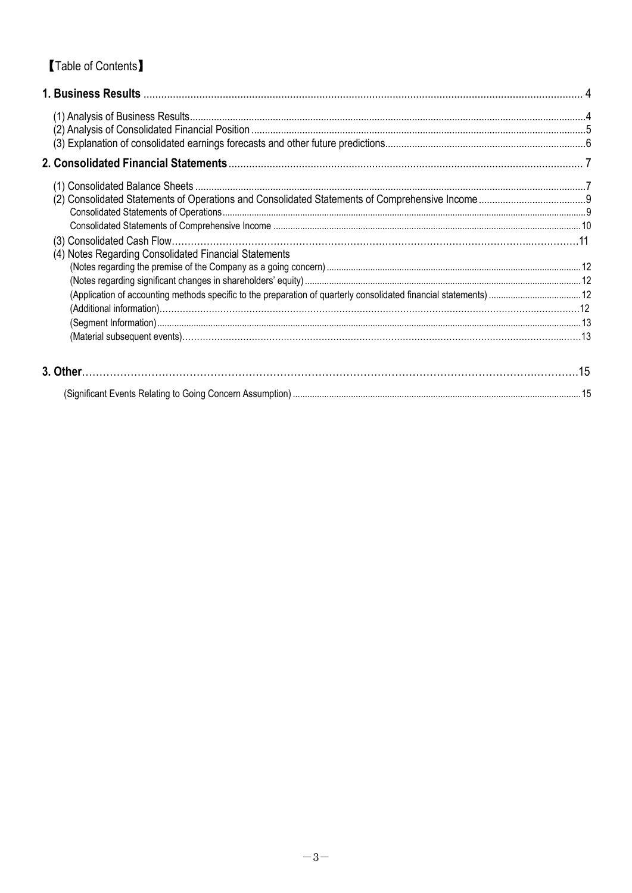【Table of Contents】

**1. Business Results** ........ 4

(1) Analysis of Business Results ........ 4
(2) Analysis of Consolidated Financial Position ........ 5
(3) Explanation of consolidated earnings forecasts and other future predictions ........ 6

**2. Consolidated Financial Statements** ........ 7

(1) Consolidated Balance Sheets ........ 7
(2) Consolidated Statements of Operations and Consolidated Statements of Comprehensive Income ........ 9
Consolidated Statements of Operations ........ 9
Consolidated Statements of Comprehensive Income ........ 10
(3) Consolidated Cash Flow ........ 11
(4) Notes Regarding Consolidated Financial Statements
(Notes regarding the premise of the Company as a going concern) ........ 12
(Notes regarding significant changes in shareholders' equity) ........ 12
(Application of accounting methods specific to the preparation of quarterly consolidated financial statements) ........ 12
(Additional information) ........ 12
(Segment Information) ........ 13
(Material subsequent events) ........ 13

**3. Other** ........ 15

(Significant Events Relating to Going Concern Assumption) ........ 15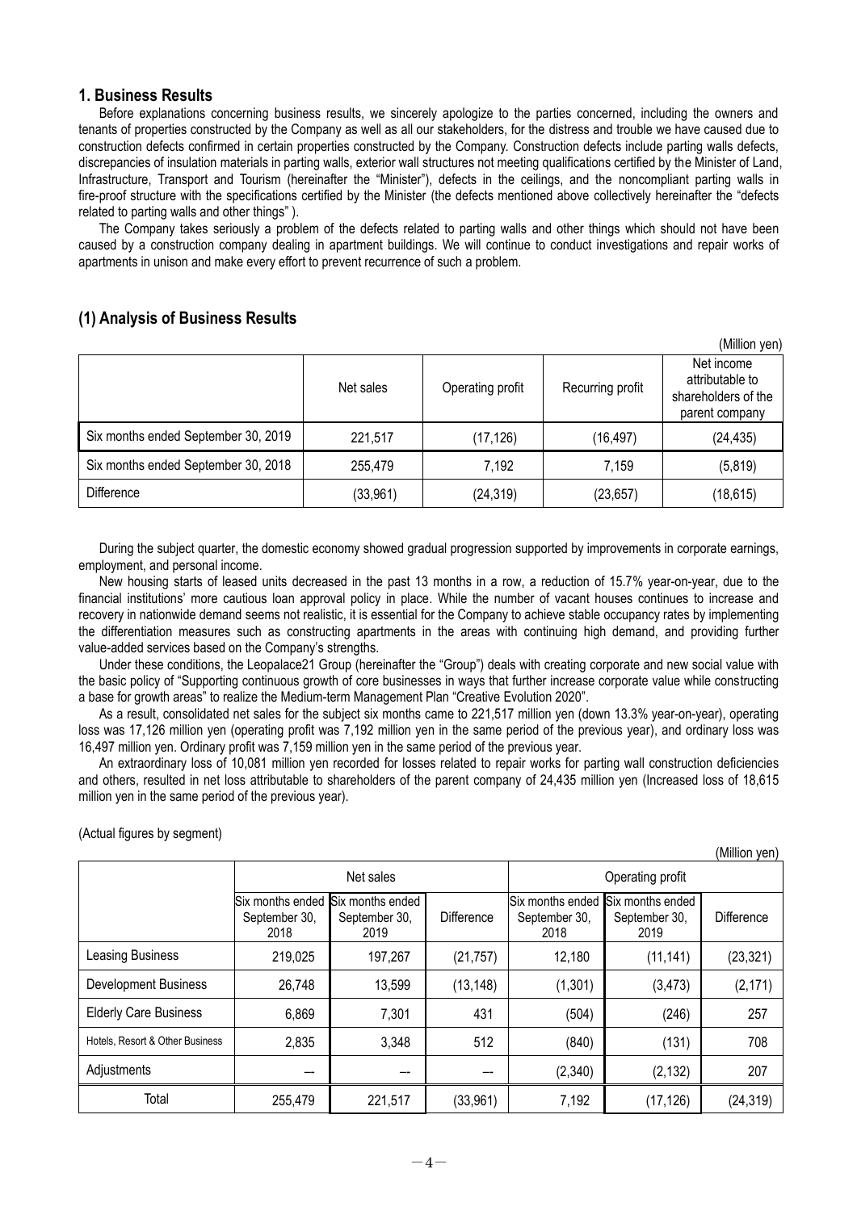## 1. Business Results

Before explanations concerning business results, we sincerely apologize to the parties concerned, including the owners and tenants of properties constructed by the Company as well as all our stakeholders, for the distress and trouble we have caused due to construction defects confirmed in certain properties constructed by the Company. Construction defects include parting walls defects, discrepancies of insulation materials in parting walls, exterior wall structures not meeting qualifications certified by the Minister of Land, Infrastructure, Transport and Tourism (hereinafter the "Minister"), defects in the ceilings, and the noncompliant parting walls in fire-proof structure with the specifications certified by the Minister (the defects mentioned above collectively hereinafter the "defects related to parting walls and other things" ).

The Company takes seriously a problem of the defects related to parting walls and other things which should not have been caused by a construction company dealing in apartment buildings. We will continue to conduct investigations and repair works of apartments in unison and make every effort to prevent recurrence of such a problem.

## (1) Analysis of Business Results

(Million yen)

| | Net sales | Operating profit | Recurring profit | Net income attributable to shareholders of the parent company |
|---|---|---|---|---|
| Six months ended September 30, 2019 | 221,517 | (17,126) | (16,497) | (24,435) |
| Six months ended September 30, 2018 | 255,479 | 7,192 | 7,159 | (5,819) |
| Difference | (33,961) | (24,319) | (23,657) | (18,615) |

During the subject quarter, the domestic economy showed gradual progression supported by improvements in corporate earnings, employment, and personal income.

New housing starts of leased units decreased in the past 13 months in a row, a reduction of 15.7% year-on-year, due to the financial institutions' more cautious loan approval policy in place. While the number of vacant houses continues to increase and recovery in nationwide demand seems not realistic, it is essential for the Company to achieve stable occupancy rates by implementing the differentiation measures such as constructing apartments in the areas with continuing high demand, and providing further value-added services based on the Company's strengths.

Under these conditions, the Leopalace21 Group (hereinafter the "Group") deals with creating corporate and new social value with the basic policy of "Supporting continuous growth of core businesses in ways that further increase corporate value while constructing a base for growth areas" to realize the Medium-term Management Plan "Creative Evolution 2020".

As a result, consolidated net sales for the subject six months came to 221,517 million yen (down 13.3% year-on-year), operating loss was 17,126 million yen (operating profit was 7,192 million yen in the same period of the previous year), and ordinary loss was 16,497 million yen. Ordinary profit was 7,159 million yen in the same period of the previous year.

An extraordinary loss of 10,081 million yen recorded for losses related to repair works for parting wall construction deficiencies and others, resulted in net loss attributable to shareholders of the parent company of 24,435 million yen (Increased loss of 18,615 million yen in the same period of the previous year).

(Actual figures by segment)

(Million yen)

| | Net sales | | | Operating profit | | |
|---|---|---|---|---|---|---|
| | Six months ended September 30, 2018 | Six months ended September 30, 2019 | Difference | Six months ended September 30, 2018 | Six months ended September 30, 2019 | Difference |
| Leasing Business | 219,025 | 197,267 | (21,757) | 12,180 | (11,141) | (23,321) |
| Development Business | 26,748 | 13,599 | (13,148) | (1,301) | (3,473) | (2,171) |
| Elderly Care Business | 6,869 | 7,301 | 431 | (504) | (246) | 257 |
| Hotels, Resort & Other Business | 2,835 | 3,348 | 512 | (840) | (131) | 708 |
| Adjustments | ― | ― | ― | (2,340) | (2,132) | 207 |
| Total | 255,479 | 221,517 | (33,961) | 7,192 | (17,126) | (24,319) |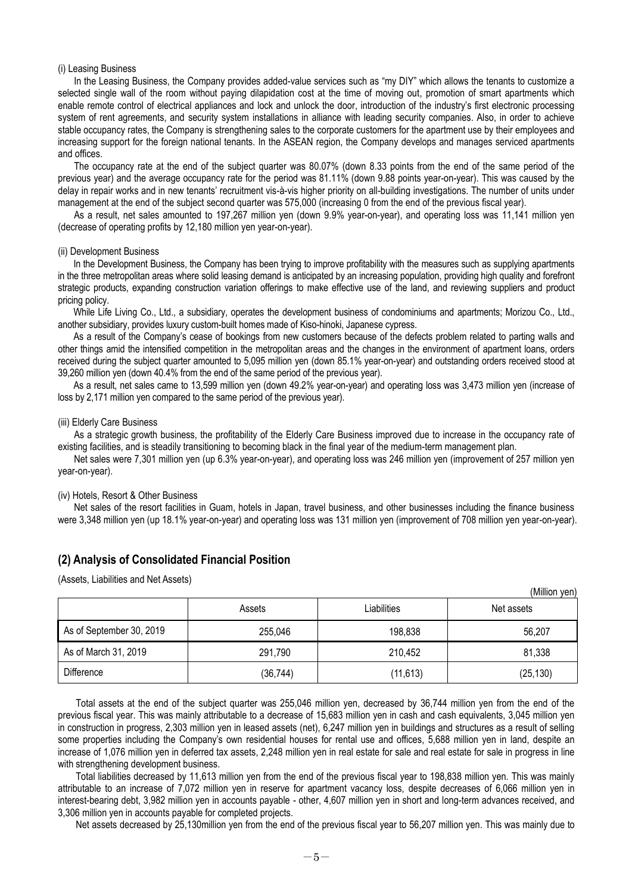(i) Leasing Business

In the Leasing Business, the Company provides added-value services such as "my DIY" which allows the tenants to customize a selected single wall of the room without paying dilapidation cost at the time of moving out, promotion of smart apartments which enable remote control of electrical appliances and lock and unlock the door, introduction of the industry's first electronic processing system of rent agreements, and security system installations in alliance with leading security companies. Also, in order to achieve stable occupancy rates, the Company is strengthening sales to the corporate customers for the apartment use by their employees and increasing support for the foreign national tenants. In the ASEAN region, the Company develops and manages serviced apartments and offices.

The occupancy rate at the end of the subject quarter was 80.07% (down 8.33 points from the end of the same period of the previous year) and the average occupancy rate for the period was 81.11% (down 9.88 points year-on-year). This was caused by the delay in repair works and in new tenants' recruitment vis-à-vis higher priority on all-building investigations. The number of units under management at the end of the subject second quarter was 575,000 (increasing 0 from the end of the previous fiscal year).

As a result, net sales amounted to 197,267 million yen (down 9.9% year-on-year), and operating loss was 11,141 million yen (decrease of operating profits by 12,180 million yen year-on-year).

(ii) Development Business

In the Development Business, the Company has been trying to improve profitability with the measures such as supplying apartments in the three metropolitan areas where solid leasing demand is anticipated by an increasing population, providing high quality and forefront strategic products, expanding construction variation offerings to make effective use of the land, and reviewing suppliers and product pricing policy.

While Life Living Co., Ltd., a subsidiary, operates the development business of condominiums and apartments; Morizou Co., Ltd., another subsidiary, provides luxury custom-built homes made of Kiso-hinoki, Japanese cypress.

As a result of the Company's cease of bookings from new customers because of the defects problem related to parting walls and other things amid the intensified competition in the metropolitan areas and the changes in the environment of apartment loans, orders received during the subject quarter amounted to 5,095 million yen (down 85.1% year-on-year) and outstanding orders received stood at 39,260 million yen (down 40.4% from the end of the same period of the previous year).

As a result, net sales came to 13,599 million yen (down 49.2% year-on-year) and operating loss was 3,473 million yen (increase of loss by 2,171 million yen compared to the same period of the previous year).

(iii) Elderly Care Business

As a strategic growth business, the profitability of the Elderly Care Business improved due to increase in the occupancy rate of existing facilities, and is steadily transitioning to becoming black in the final year of the medium-term management plan.

Net sales were 7,301 million yen (up 6.3% year-on-year), and operating loss was 246 million yen (improvement of 257 million yen year-on-year).

(iv) Hotels, Resort & Other Business

Net sales of the resort facilities in Guam, hotels in Japan, travel business, and other businesses including the finance business were 3,348 million yen (up 18.1% year-on-year) and operating loss was 131 million yen (improvement of 708 million yen year-on-year).

## (2) Analysis of Consolidated Financial Position

(Assets, Liabilities and Net Assets)

(Million yen)

| | Assets | Liabilities | Net assets |
|---|---|---|---|
| As of September 30, 2019 | 255,046 | 198,838 | 56,207 |
| As of March 31, 2019 | 291,790 | 210,452 | 81,338 |
| Difference | (36,744) | (11,613) | (25,130) |

Total assets at the end of the subject quarter was 255,046 million yen, decreased by 36,744 million yen from the end of the previous fiscal year. This was mainly attributable to a decrease of 15,683 million yen in cash and cash equivalents, 3,045 million yen in construction in progress, 2,303 million yen in leased assets (net), 6,247 million yen in buildings and structures as a result of selling some properties including the Company's own residential houses for rental use and offices, 5,688 million yen in land, despite an increase of 1,076 million yen in deferred tax assets, 2,248 million yen in real estate for sale and real estate for sale in progress in line with strengthening development business.

Total liabilities decreased by 11,613 million yen from the end of the previous fiscal year to 198,838 million yen. This was mainly attributable to an increase of 7,072 million yen in reserve for apartment vacancy loss, despite decreases of 6,066 million yen in interest-bearing debt, 3,982 million yen in accounts payable - other, 4,607 million yen in short and long-term advances received, and 3,306 million yen in accounts payable for completed projects.

Net assets decreased by 25,130million yen from the end of the previous fiscal year to 56,207 million yen. This was mainly due to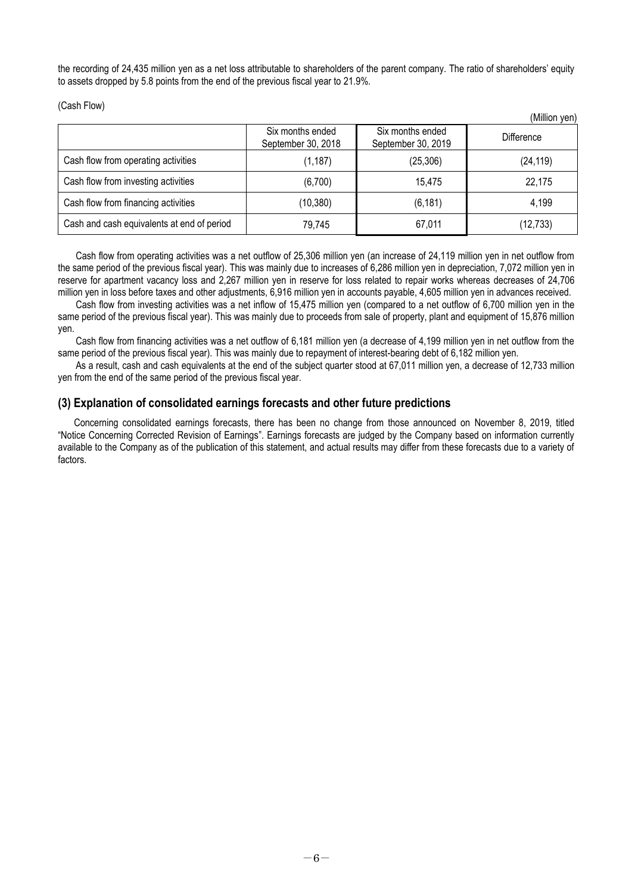the recording of 24,435 million yen as a net loss attributable to shareholders of the parent company. The ratio of shareholders' equity to assets dropped by 5.8 points from the end of the previous fiscal year to 21.9%.

(Cash Flow)

(Million yen)

| | Six months ended September 30, 2018 | Six months ended September 30, 2019 | Difference |
|---|---|---|---|
| Cash flow from operating activities | (1,187) | (25,306) | (24,119) |
| Cash flow from investing activities | (6,700) | 15,475 | 22,175 |
| Cash flow from financing activities | (10,380) | (6,181) | 4,199 |
| Cash and cash equivalents at end of period | 79,745 | 67,011 | (12,733) |

Cash flow from operating activities was a net outflow of 25,306 million yen (an increase of 24,119 million yen in net outflow from the same period of the previous fiscal year). This was mainly due to increases of 6,286 million yen in depreciation, 7,072 million yen in reserve for apartment vacancy loss and 2,267 million yen in reserve for loss related to repair works whereas decreases of 24,706 million yen in loss before taxes and other adjustments, 6,916 million yen in accounts payable, 4,605 million yen in advances received.

Cash flow from investing activities was a net inflow of 15,475 million yen (compared to a net outflow of 6,700 million yen in the same period of the previous fiscal year). This was mainly due to proceeds from sale of property, plant and equipment of 15,876 million yen.

Cash flow from financing activities was a net outflow of 6,181 million yen (a decrease of 4,199 million yen in net outflow from the same period of the previous fiscal year). This was mainly due to repayment of interest-bearing debt of 6,182 million yen.

As a result, cash and cash equivalents at the end of the subject quarter stood at 67,011 million yen, a decrease of 12,733 million yen from the end of the same period of the previous fiscal year.

## (3) Explanation of consolidated earnings forecasts and other future predictions

Concerning consolidated earnings forecasts, there has been no change from those announced on November 8, 2019, titled "Notice Concerning Corrected Revision of Earnings". Earnings forecasts are judged by the Company based on information currently available to the Company as of the publication of this statement, and actual results may differ from these forecasts due to a variety of factors.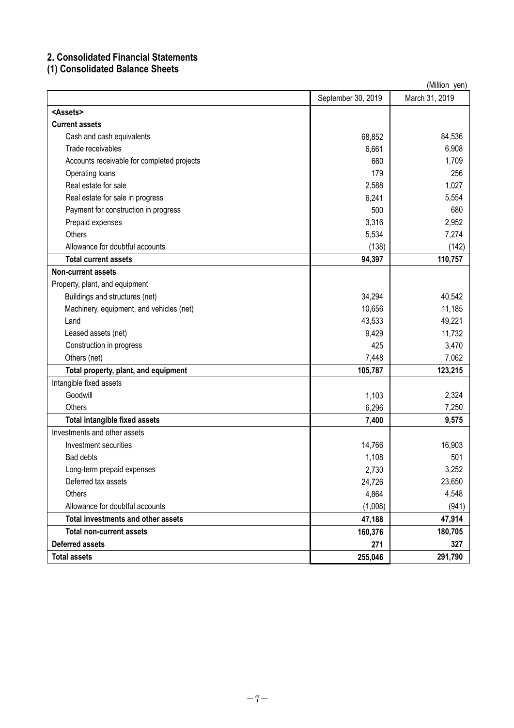## 2. Consolidated Financial Statements

### (1) Consolidated Balance Sheets

(Million yen)

| | September 30, 2019 | March 31, 2019 |
|---|---|---|
| **<Assets>** | | |
| **Current assets** | | |
| Cash and cash equivalents | 68,852 | 84,536 |
| Trade receivables | 6,661 | 6,908 |
| Accounts receivable for completed projects | 660 | 1,709 |
| Operating loans | 179 | 256 |
| Real estate for sale | 2,588 | 1,027 |
| Real estate for sale in progress | 6,241 | 5,554 |
| Payment for construction in progress | 500 | 680 |
| Prepaid expenses | 3,316 | 2,952 |
| Others | 5,534 | 7,274 |
| Allowance for doubtful accounts | (138) | (142) |
| **Total current assets** | **94,397** | **110,757** |
| **Non-current assets** | | |
| Property, plant, and equipment | | |
| Buildings and structures (net) | 34,294 | 40,542 |
| Machinery, equipment, and vehicles (net) | 10,656 | 11,185 |
| Land | 43,533 | 49,221 |
| Leased assets (net) | 9,429 | 11,732 |
| Construction in progress | 425 | 3,470 |
| Others (net) | 7,448 | 7,062 |
| **Total property, plant, and equipment** | **105,787** | **123,215** |
| Intangible fixed assets | | |
| Goodwill | 1,103 | 2,324 |
| Others | 6,296 | 7,250 |
| **Total intangible fixed assets** | **7,400** | **9,575** |
| Investments and other assets | | |
| Investment securities | 14,766 | 16,903 |
| Bad debts | 1,108 | 501 |
| Long-term prepaid expenses | 2,730 | 3,252 |
| Deferred tax assets | 24,726 | 23,650 |
| Others | 4,864 | 4,548 |
| Allowance for doubtful accounts | (1,008) | (941) |
| **Total investments and other assets** | **47,188** | **47,914** |
| **Total non-current assets** | **160,376** | **180,705** |
| **Deferred assets** | **271** | **327** |
| **Total assets** | **255,046** | **291,790** |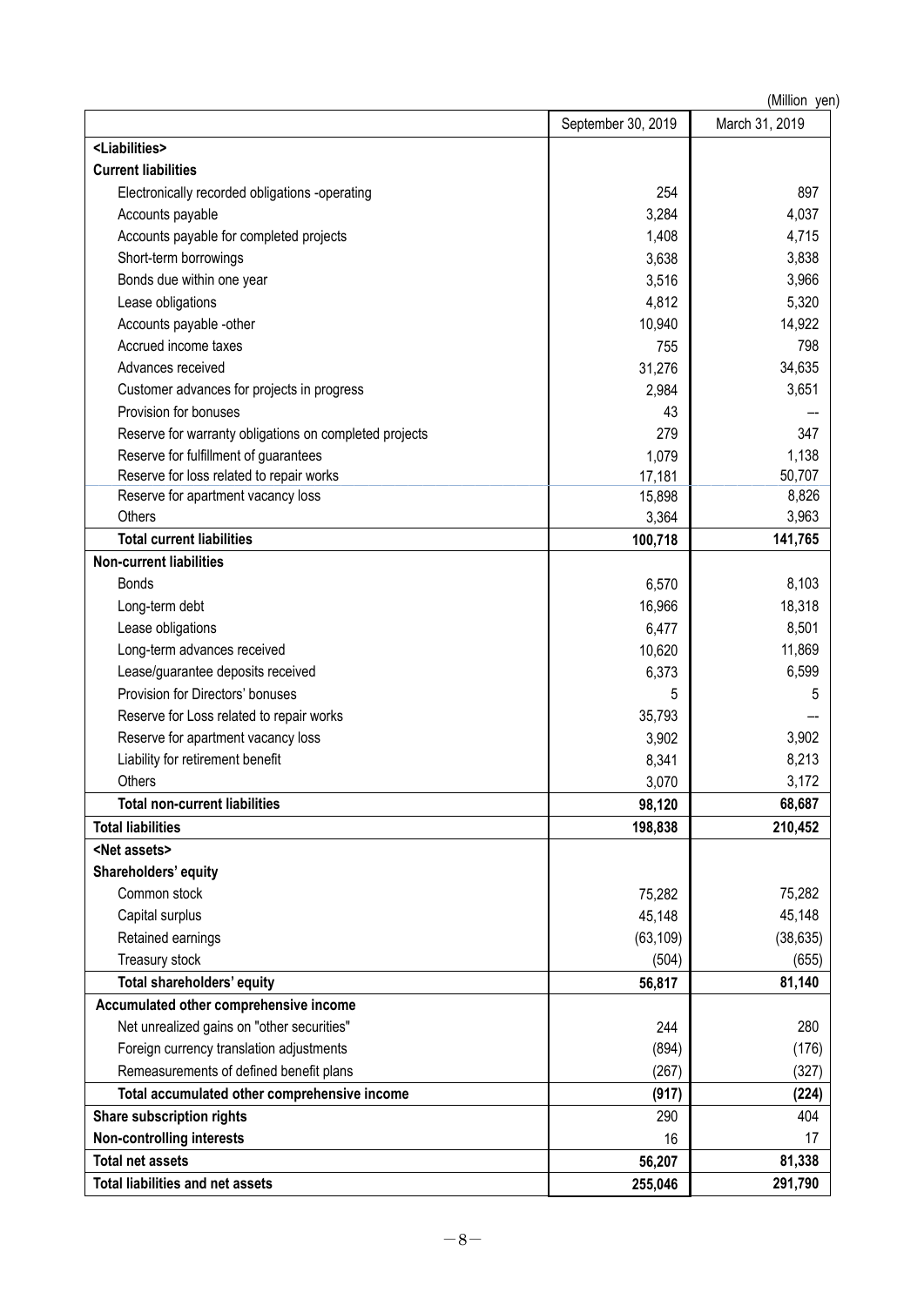(Million yen)

| | September 30, 2019 | March 31, 2019 |
|---|---|---|
| **<Liabilities>** | | |
| **Current liabilities** | | |
| Electronically recorded obligations -operating | 254 | 897 |
| Accounts payable | 3,284 | 4,037 |
| Accounts payable for completed projects | 1,408 | 4,715 |
| Short-term borrowings | 3,638 | 3,838 |
| Bonds due within one year | 3,516 | 3,966 |
| Lease obligations | 4,812 | 5,320 |
| Accounts payable -other | 10,940 | 14,922 |
| Accrued income taxes | 755 | 798 |
| Advances received | 31,276 | 34,635 |
| Customer advances for projects in progress | 2,984 | 3,651 |
| Provision for bonuses | 43 | ― |
| Reserve for warranty obligations on completed projects | 279 | 347 |
| Reserve for fulfillment of guarantees | 1,079 | 1,138 |
| Reserve for loss related to repair works | 17,181 | 50,707 |
| Reserve for apartment vacancy loss | 15,898 | 8,826 |
| Others | 3,364 | 3,963 |
| **Total current liabilities** | **100,718** | **141,765** |
| **Non-current liabilities** | | |
| Bonds | 6,570 | 8,103 |
| Long-term debt | 16,966 | 18,318 |
| Lease obligations | 6,477 | 8,501 |
| Long-term advances received | 10,620 | 11,869 |
| Lease/guarantee deposits received | 6,373 | 6,599 |
| Provision for Directors' bonuses | 5 | 5 |
| Reserve for Loss related to repair works | 35,793 | ― |
| Reserve for apartment vacancy loss | 3,902 | 3,902 |
| Liability for retirement benefit | 8,341 | 8,213 |
| Others | 3,070 | 3,172 |
| **Total non-current liabilities** | **98,120** | **68,687** |
| **Total liabilities** | **198,838** | **210,452** |
| **<Net assets>** | | |
| **Shareholders' equity** | | |
| Common stock | 75,282 | 75,282 |
| Capital surplus | 45,148 | 45,148 |
| Retained earnings | (63,109) | (38,635) |
| Treasury stock | (504) | (655) |
| **Total shareholders' equity** | **56,817** | **81,140** |
| **Accumulated other comprehensive income** | | |
| Net unrealized gains on "other securities" | 244 | 280 |
| Foreign currency translation adjustments | (894) | (176) |
| Remeasurements of defined benefit plans | (267) | (327) |
| **Total accumulated other comprehensive income** | **(917)** | **(224)** |
| **Share subscription rights** | 290 | 404 |
| **Non-controlling interests** | 16 | 17 |
| **Total net assets** | **56,207** | **81,338** |
| **Total liabilities and net assets** | **255,046** | **291,790** |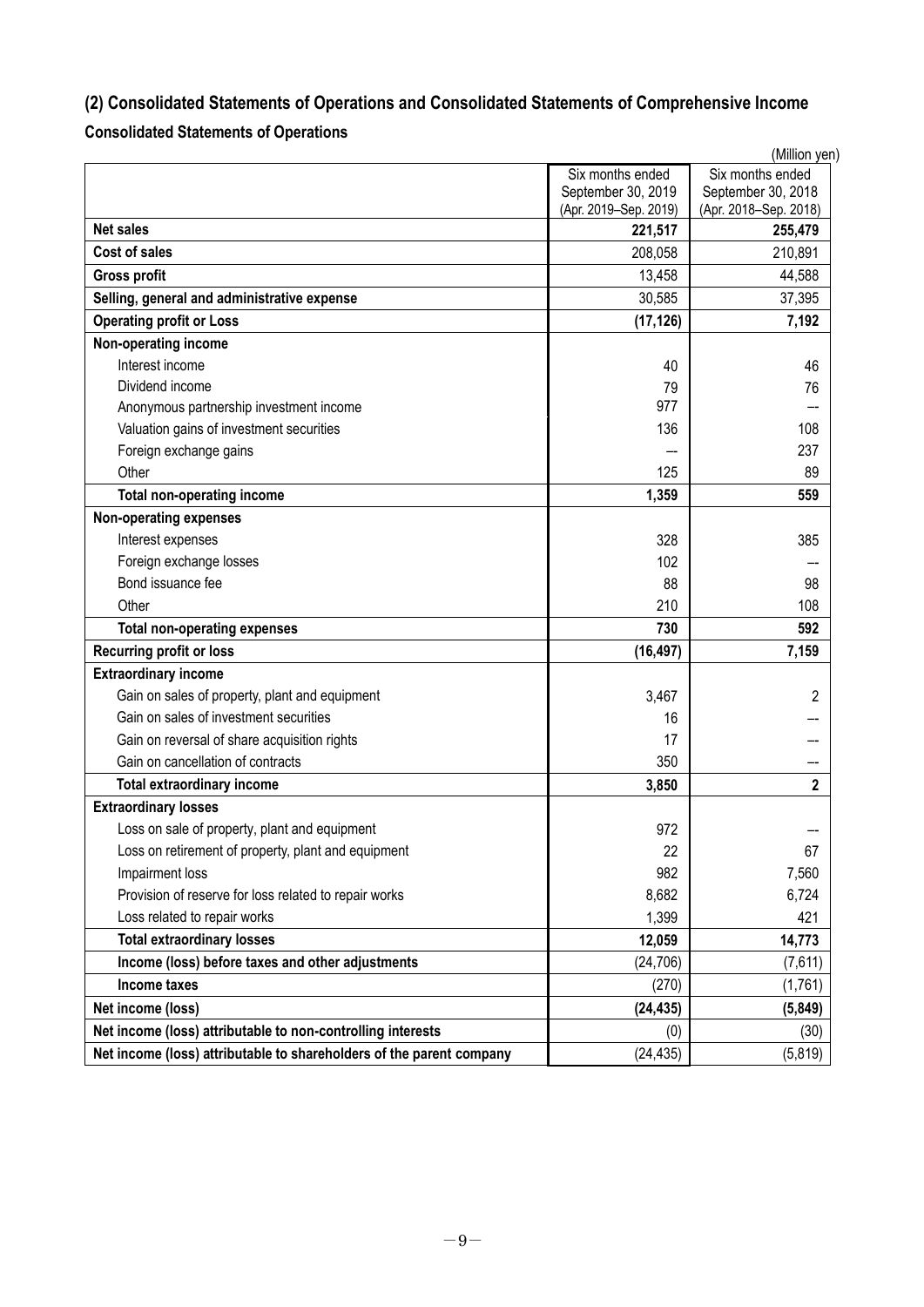## (2) Consolidated Statements of Operations and Consolidated Statements of Comprehensive Income

### Consolidated Statements of Operations

(Million yen)

| | Six months ended September 30, 2019 (Apr. 2019–Sep. 2019) | Six months ended September 30, 2018 (Apr. 2018–Sep. 2018) |
|---|---|---|
| **Net sales** | **221,517** | **255,479** |
| **Cost of sales** | 208,058 | 210,891 |
| **Gross profit** | 13,458 | 44,588 |
| **Selling, general and administrative expense** | 30,585 | 37,395 |
| **Operating profit or Loss** | **(17,126)** | **7,192** |
| **Non-operating income** | | |
| Interest income | 40 | 46 |
| Dividend income | 79 | 76 |
| Anonymous partnership investment income | 977 | ― |
| Valuation gains of investment securities | 136 | 108 |
| Foreign exchange gains | ― | 237 |
| Other | 125 | 89 |
| **Total non-operating income** | **1,359** | **559** |
| **Non-operating expenses** | | |
| Interest expenses | 328 | 385 |
| Foreign exchange losses | 102 | ― |
| Bond issuance fee | 88 | 98 |
| Other | 210 | 108 |
| **Total non-operating expenses** | **730** | **592** |
| **Recurring profit or loss** | **(16,497)** | **7,159** |
| **Extraordinary income** | | |
| Gain on sales of property, plant and equipment | 3,467 | 2 |
| Gain on sales of investment securities | 16 | ― |
| Gain on reversal of share acquisition rights | 17 | ― |
| Gain on cancellation of contracts | 350 | ― |
| **Total extraordinary income** | **3,850** | **2** |
| **Extraordinary losses** | | |
| Loss on sale of property, plant and equipment | 972 | ― |
| Loss on retirement of property, plant and equipment | 22 | 67 |
| Impairment loss | 982 | 7,560 |
| Provision of reserve for loss related to repair works | 8,682 | 6,724 |
| Loss related to repair works | 1,399 | 421 |
| **Total extraordinary losses** | **12,059** | **14,773** |
| **Income (loss) before taxes and other adjustments** | (24,706) | (7,611) |
| **Income taxes** | (270) | (1,761) |
| **Net income (loss)** | **(24,435)** | **(5,849)** |
| **Net income (loss) attributable to non-controlling interests** | (0) | (30) |
| **Net income (loss) attributable to shareholders of the parent company** | (24,435) | (5,819) |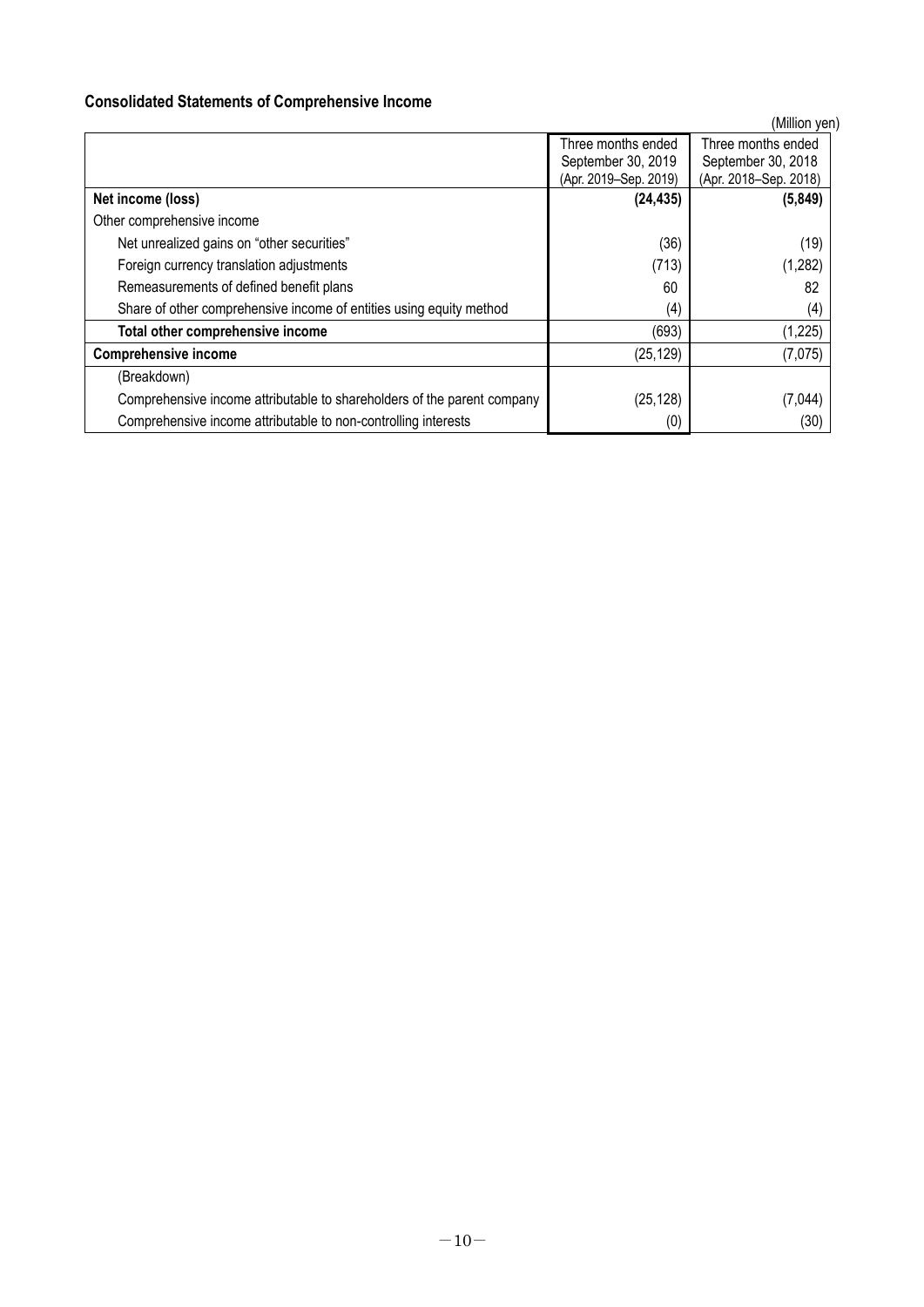## Consolidated Statements of Comprehensive Income

(Million yen)

| | Three months ended September 30, 2019 (Apr. 2019–Sep. 2019) | Three months ended September 30, 2018 (Apr. 2018–Sep. 2018) |
|---|---|---|
| **Net income (loss)** | **(24,435)** | **(5,849)** |
| Other comprehensive income | | |
| Net unrealized gains on "other securities" | (36) | (19) |
| Foreign currency translation adjustments | (713) | (1,282) |
| Remeasurements of defined benefit plans | 60 | 82 |
| Share of other comprehensive income of entities using equity method | (4) | (4) |
| **Total other comprehensive income** | (693) | (1,225) |
| **Comprehensive income** | (25,129) | (7,075) |
| (Breakdown) | | |
| Comprehensive income attributable to shareholders of the parent company | (25,128) | (7,044) |
| Comprehensive income attributable to non-controlling interests | (0) | (30) |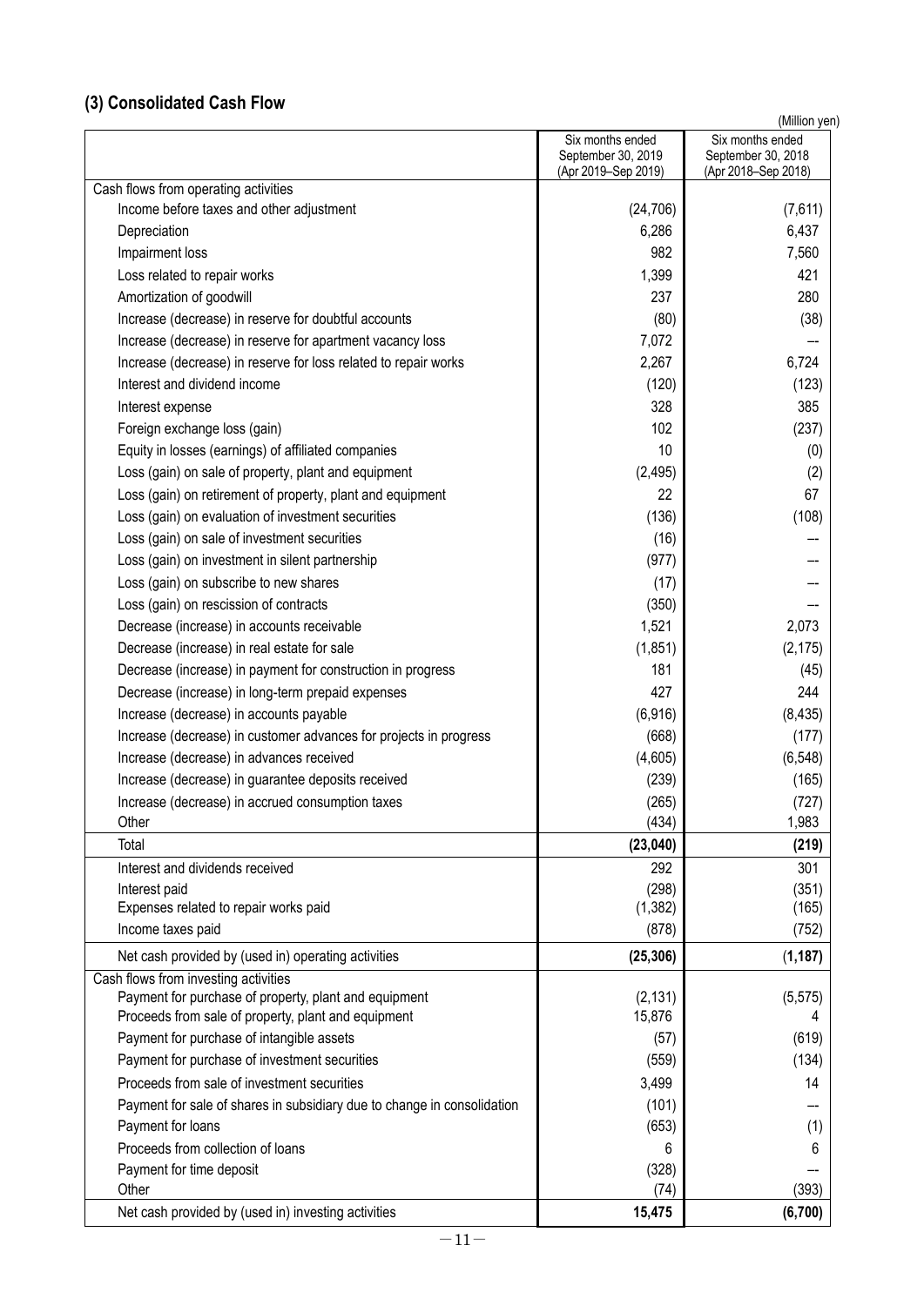## (3) Consolidated Cash Flow

(Million yen)

| | Six months ended September 30, 2019 (Apr 2019–Sep 2019) | Six months ended September 30, 2018 (Apr 2018–Sep 2018) |
|---|---|---|
| Cash flows from operating activities | | |
| Income before taxes and other adjustment | (24,706) | (7,611) |
| Depreciation | 6,286 | 6,437 |
| Impairment loss | 982 | 7,560 |
| Loss related to repair works | 1,399 | 421 |
| Amortization of goodwill | 237 | 280 |
| Increase (decrease) in reserve for doubtful accounts | (80) | (38) |
| Increase (decrease) in reserve for apartment vacancy loss | 7,072 | ― |
| Increase (decrease) in reserve for loss related to repair works | 2,267 | 6,724 |
| Interest and dividend income | (120) | (123) |
| Interest expense | 328 | 385 |
| Foreign exchange loss (gain) | 102 | (237) |
| Equity in losses (earnings) of affiliated companies | 10 | (0) |
| Loss (gain) on sale of property, plant and equipment | (2,495) | (2) |
| Loss (gain) on retirement of property, plant and equipment | 22 | 67 |
| Loss (gain) on evaluation of investment securities | (136) | (108) |
| Loss (gain) on sale of investment securities | (16) | ― |
| Loss (gain) on investment in silent partnership | (977) | ― |
| Loss (gain) on subscribe to new shares | (17) | ― |
| Loss (gain) on rescission of contracts | (350) | ― |
| Decrease (increase) in accounts receivable | 1,521 | 2,073 |
| Decrease (increase) in real estate for sale | (1,851) | (2,175) |
| Decrease (increase) in payment for construction in progress | 181 | (45) |
| Decrease (increase) in long-term prepaid expenses | 427 | 244 |
| Increase (decrease) in accounts payable | (6,916) | (8,435) |
| Increase (decrease) in customer advances for projects in progress | (668) | (177) |
| Increase (decrease) in advances received | (4,605) | (6,548) |
| Increase (decrease) in guarantee deposits received | (239) | (165) |
| Increase (decrease) in accrued consumption taxes | (265) | (727) |
| Other | (434) | 1,983 |
| Total | **(23,040)** | **(219)** |
| Interest and dividends received | 292 | 301 |
| Interest paid | (298) | (351) |
| Expenses related to repair works paid | (1,382) | (165) |
| Income taxes paid | (878) | (752) |
| Net cash provided by (used in) operating activities | **(25,306)** | **(1,187)** |
| Cash flows from investing activities | | |
| Payment for purchase of property, plant and equipment | (2,131) | (5,575) |
| Proceeds from sale of property, plant and equipment | 15,876 | 4 |
| Payment for purchase of intangible assets | (57) | (619) |
| Payment for purchase of investment securities | (559) | (134) |
| Proceeds from sale of investment securities | 3,499 | 14 |
| Payment for sale of shares in subsidiary due to change in consolidation | (101) | ― |
| Payment for loans | (653) | (1) |
| Proceeds from collection of loans | 6 | 6 |
| Payment for time deposit | (328) | ― |
| Other | (74) | (393) |
| Net cash provided by (used in) investing activities | **15,475** | **(6,700)** |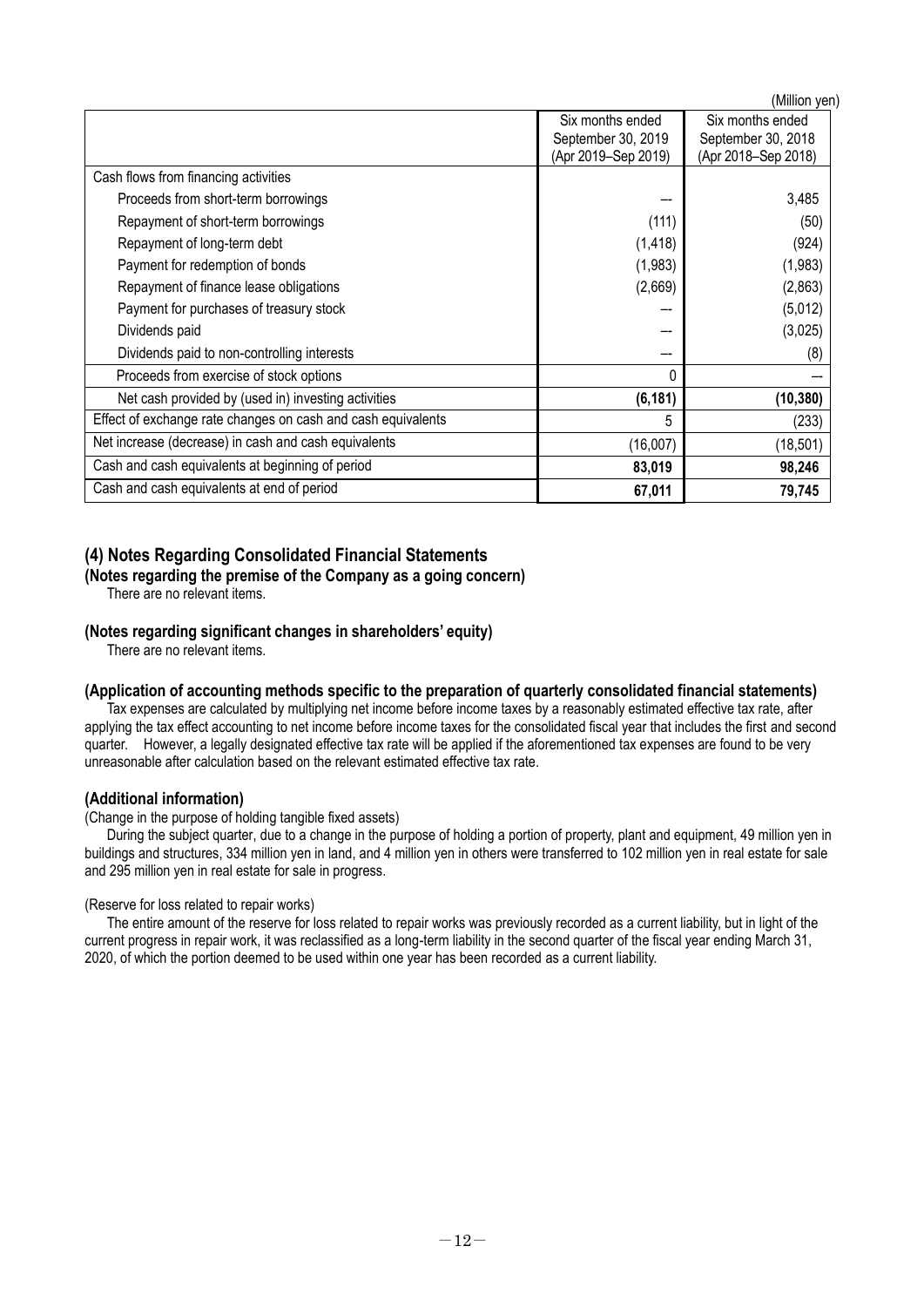(Million yen)

| | Six months ended September 30, 2019 (Apr 2019–Sep 2019) | Six months ended September 30, 2018 (Apr 2018–Sep 2018) |
|---|---|---|
| Cash flows from financing activities | | |
| Proceeds from short-term borrowings | ― | 3,485 |
| Repayment of short-term borrowings | (111) | (50) |
| Repayment of long-term debt | (1,418) | (924) |
| Payment for redemption of bonds | (1,983) | (1,983) |
| Repayment of finance lease obligations | (2,669) | (2,863) |
| Payment for purchases of treasury stock | ― | (5,012) |
| Dividends paid | ― | (3,025) |
| Dividends paid to non-controlling interests | ― | (8) |
| Proceeds from exercise of stock options | 0 | ― |
| Net cash provided by (used in) investing activities | **(6,181)** | **(10,380)** |
| Effect of exchange rate changes on cash and cash equivalents | 5 | (233) |
| Net increase (decrease) in cash and cash equivalents | (16,007) | (18,501) |
| Cash and cash equivalents at beginning of period | **83,019** | **98,246** |
| Cash and cash equivalents at end of period | **67,011** | **79,745** |

## (4) Notes Regarding Consolidated Financial Statements

**(Notes regarding the premise of the Company as a going concern)**

There are no relevant items.

**(Notes regarding significant changes in shareholders' equity)**

There are no relevant items.

**(Application of accounting methods specific to the preparation of quarterly consolidated financial statements)**

Tax expenses are calculated by multiplying net income before income taxes by a reasonably estimated effective tax rate, after applying the tax effect accounting to net income before income taxes for the consolidated fiscal year that includes the first and second quarter. However, a legally designated effective tax rate will be applied if the aforementioned tax expenses are found to be very unreasonable after calculation based on the relevant estimated effective tax rate.

**(Additional information)**

(Change in the purpose of holding tangible fixed assets)

During the subject quarter, due to a change in the purpose of holding a portion of property, plant and equipment, 49 million yen in buildings and structures, 334 million yen in land, and 4 million yen in others were transferred to 102 million yen in real estate for sale and 295 million yen in real estate for sale in progress.

(Reserve for loss related to repair works)

The entire amount of the reserve for loss related to repair works was previously recorded as a current liability, but in light of the current progress in repair work, it was reclassified as a long-term liability in the second quarter of the fiscal year ending March 31, 2020, of which the portion deemed to be used within one year has been recorded as a current liability.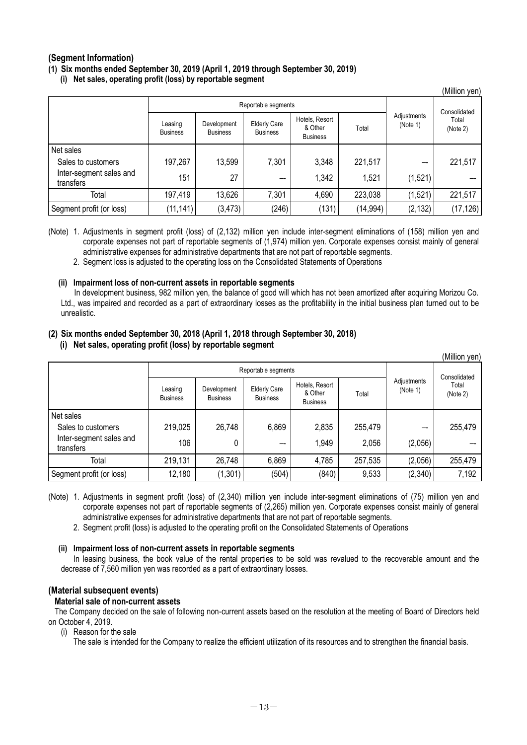### (Segment Information)

**(1) Six months ended September 30, 2019 (April 1, 2019 through September 30, 2019)**

**(i) Net sales, operating profit (loss) by reportable segment**

(Million yen)

| | Reportable segments | | | | | Adjustments (Note 1) | Consolidated Total (Note 2) |
|---|---|---|---|---|---|---|---|
| | Leasing Business | Development Business | Elderly Care Business | Hotels, Resort & Other Business | Total | | |
| Net sales | | | | | | | |
| Sales to customers | 197,267 | 13,599 | 7,301 | 3,348 | 221,517 | — | 221,517 |
| Inter-segment sales and transfers | 151 | 27 | — | 1,342 | 1,521 | (1,521) | — |
| Total | 197,419 | 13,626 | 7,301 | 4,690 | 223,038 | (1,521) | 221,517 |
| Segment profit (or loss) | (11,141) | (3,473) | (246) | (131) | (14,994) | (2,132) | (17,126) |

(Note) 1. Adjustments in segment profit (loss) of (2,132) million yen include inter-segment eliminations of (158) million yen and corporate expenses not part of reportable segments of (1,974) million yen. Corporate expenses consist mainly of general administrative expenses for administrative departments that are not part of reportable segments.

2. Segment loss is adjusted to the operating loss on the Consolidated Statements of Operations

**(ii) Impairment loss of non-current assets in reportable segments**

In development business, 982 million yen, the balance of good will which has not been amortized after acquiring Morizou Co. Ltd., was impaired and recorded as a part of extraordinary losses as the profitability in the initial business plan turned out to be unrealistic.

**(2) Six months ended September 30, 2018 (April 1, 2018 through September 30, 2018)**

**(i) Net sales, operating profit (loss) by reportable segment**

(Million yen)

| | Reportable segments | | | | | Adjustments (Note 1) | Consolidated Total (Note 2) |
|---|---|---|---|---|---|---|---|
| | Leasing Business | Development Business | Elderly Care Business | Hotels, Resort & Other Business | Total | | |
| Net sales | | | | | | | |
| Sales to customers | 219,025 | 26,748 | 6,869 | 2,835 | 255,479 | — | 255,479 |
| Inter-segment sales and transfers | 106 | 0 | — | 1,949 | 2,056 | (2,056) | — |
| Total | 219,131 | 26,748 | 6,869 | 4,785 | 257,535 | (2,056) | 255,479 |
| Segment profit (or loss) | 12,180 | (1,301) | (504) | (840) | 9,533 | (2,340) | 7,192 |

(Note) 1. Adjustments in segment profit (loss) of (2,340) million yen include inter-segment eliminations of (75) million yen and corporate expenses not part of reportable segments of (2,265) million yen. Corporate expenses consist mainly of general administrative expenses for administrative departments that are not part of reportable segments.

2. Segment profit (loss) is adjusted to the operating profit on the Consolidated Statements of Operations

**(ii) Impairment loss of non-current assets in reportable segments**

In leasing business, the book value of the rental properties to be sold was revalued to the recoverable amount and the decrease of 7,560 million yen was recorded as a part of extraordinary losses.

### (Material subsequent events)

**Material sale of non-current assets**

The Company decided on the sale of following non-current assets based on the resolution at the meeting of Board of Directors held on October 4, 2019.

(i) Reason for the sale

The sale is intended for the Company to realize the efficient utilization of its resources and to strengthen the financial basis.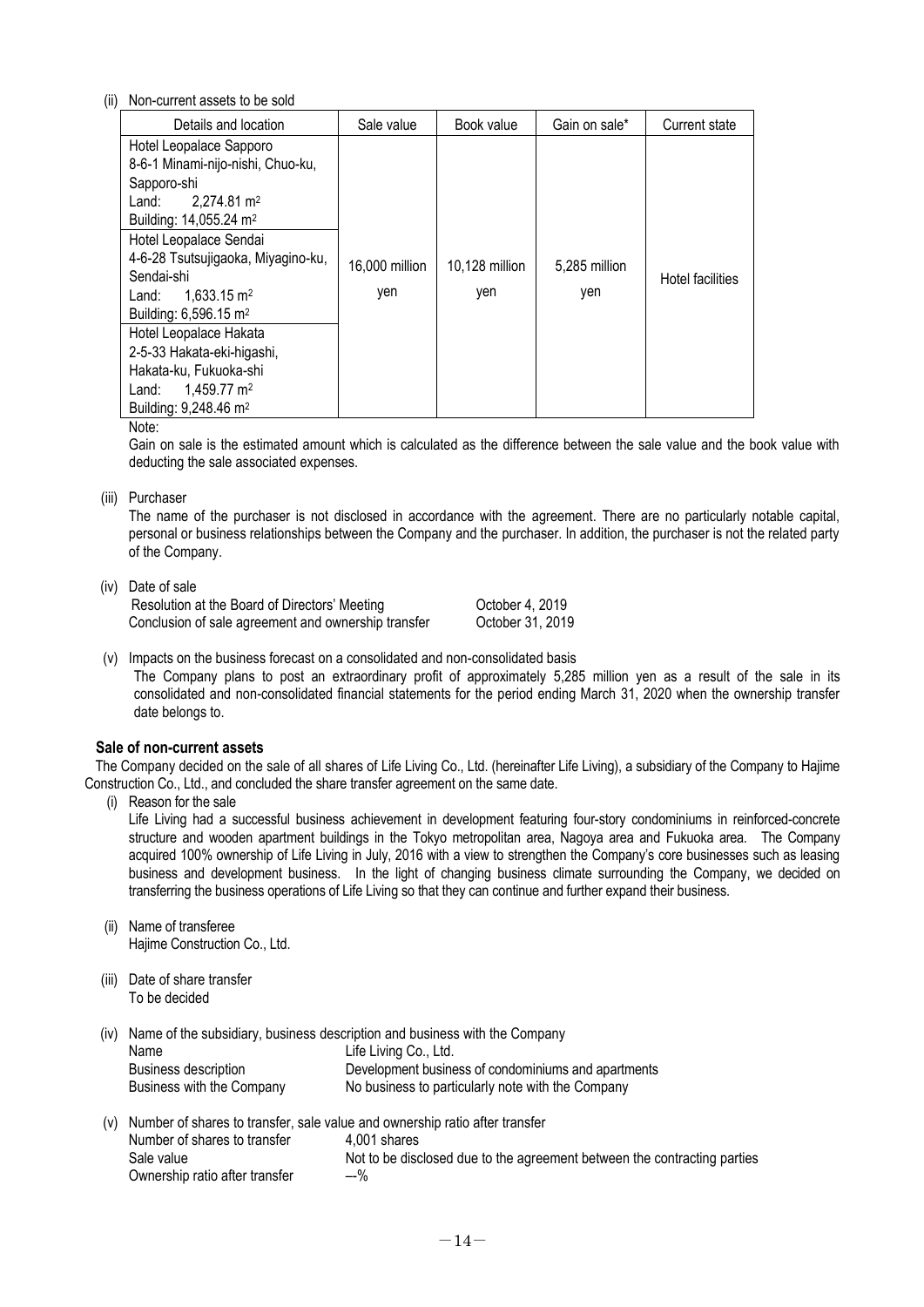(ii) Non-current assets to be sold

| Details and location | Sale value | Book value | Gain on sale* | Current state |
|---|---|---|---|---|
| Hotel Leopalace Sapporo<br>8-6-1 Minami-nijo-nishi, Chuo-ku, Sapporo-shi<br>Land: 2,274.81 m²<br>Building: 14,055.24 m²<br>Hotel Leopalace Sendai<br>4-6-28 Tsutsujigaoka, Miyagino-ku, Sendai-shi<br>Land: 1,633.15 m²<br>Building: 6,596.15 m²<br>Hotel Leopalace Hakata<br>2-5-33 Hakata-eki-higashi, Hakata-ku, Fukuoka-shi<br>Land: 1,459.77 m²<br>Building: 9,248.46 m² | 16,000 million yen | 10,128 million yen | 5,285 million yen | Hotel facilities |

Note:

Gain on sale is the estimated amount which is calculated as the difference between the sale value and the book value with deducting the sale associated expenses.

(iii) Purchaser

The name of the purchaser is not disclosed in accordance with the agreement. There are no particularly notable capital, personal or business relationships between the Company and the purchaser. In addition, the purchaser is not the related party of the Company.

(iv) Date of sale

| | |
|---|---|
| Resolution at the Board of Directors' Meeting | October 4, 2019 |
| Conclusion of sale agreement and ownership transfer | October 31, 2019 |

(v) Impacts on the business forecast on a consolidated and non-consolidated basis

The Company plans to post an extraordinary profit of approximately 5,285 million yen as a result of the sale in its consolidated and non-consolidated financial statements for the period ending March 31, 2020 when the ownership transfer date belongs to.

**Sale of non-current assets**

The Company decided on the sale of all shares of Life Living Co., Ltd. (hereinafter Life Living), a subsidiary of the Company to Hajime Construction Co., Ltd., and concluded the share transfer agreement on the same date.

(i) Reason for the sale

Life Living had a successful business achievement in development featuring four-story condominiums in reinforced-concrete structure and wooden apartment buildings in the Tokyo metropolitan area, Nagoya area and Fukuoka area. The Company acquired 100% ownership of Life Living in July, 2016 with a view to strengthen the Company's core businesses such as leasing business and development business. In the light of changing business climate surrounding the Company, we decided on transferring the business operations of Life Living so that they can continue and further expand their business.

(ii) Name of transferee

Hajime Construction Co., Ltd.

(iii) Date of share transfer

To be decided

(iv) Name of the subsidiary, business description and business with the Company

| | |
|---|---|
| Name | Life Living Co., Ltd. |
| Business description | Development business of condominiums and apartments |
| Business with the Company | No business to particularly note with the Company |

(v) Number of shares to transfer, sale value and ownership ratio after transfer

| | |
|---|---|
| Number of shares to transfer | 4,001 shares |
| Sale value | Not to be disclosed due to the agreement between the contracting parties |
| Ownership ratio after transfer | —% |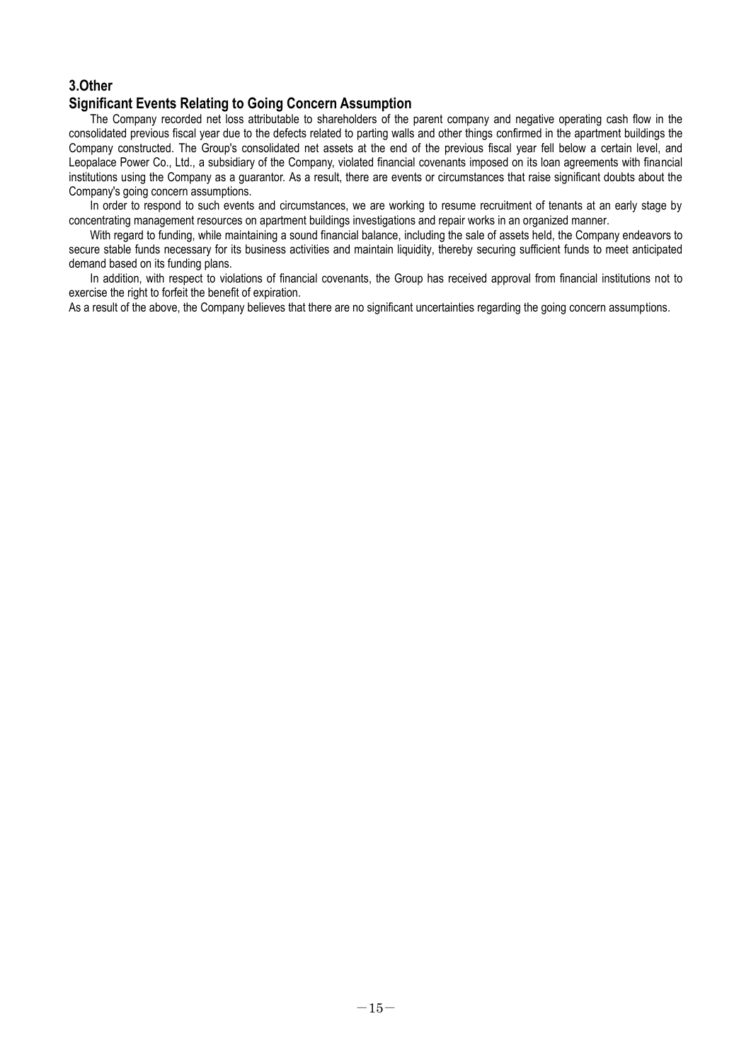## 3.Other

### Significant Events Relating to Going Concern Assumption

The Company recorded net loss attributable to shareholders of the parent company and negative operating cash flow in the consolidated previous fiscal year due to the defects related to parting walls and other things confirmed in the apartment buildings the Company constructed. The Group's consolidated net assets at the end of the previous fiscal year fell below a certain level, and Leopalace Power Co., Ltd., a subsidiary of the Company, violated financial covenants imposed on its loan agreements with financial institutions using the Company as a guarantor. As a result, there are events or circumstances that raise significant doubts about the Company's going concern assumptions.

In order to respond to such events and circumstances, we are working to resume recruitment of tenants at an early stage by concentrating management resources on apartment buildings investigations and repair works in an organized manner.

With regard to funding, while maintaining a sound financial balance, including the sale of assets held, the Company endeavors to secure stable funds necessary for its business activities and maintain liquidity, thereby securing sufficient funds to meet anticipated demand based on its funding plans.

In addition, with respect to violations of financial covenants, the Group has received approval from financial institutions not to exercise the right to forfeit the benefit of expiration.

As a result of the above, the Company believes that there are no significant uncertainties regarding the going concern assumptions.